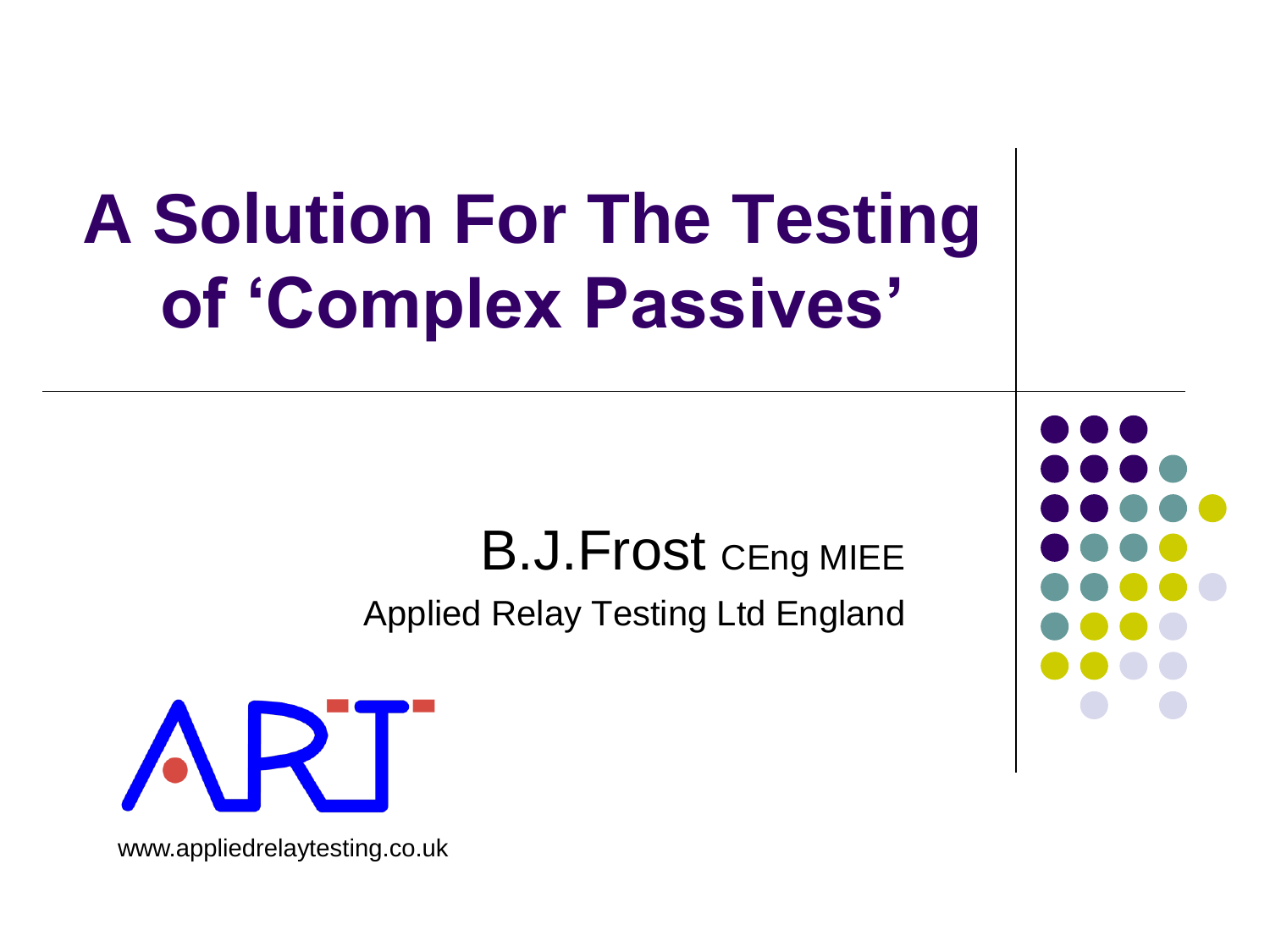# A Solution For The Testing of 'Complex Passives'

B.J.Frost CEng MIEE

Applied Relay Testing Ltd England

ART

www.appliedrelaytesting.co.uk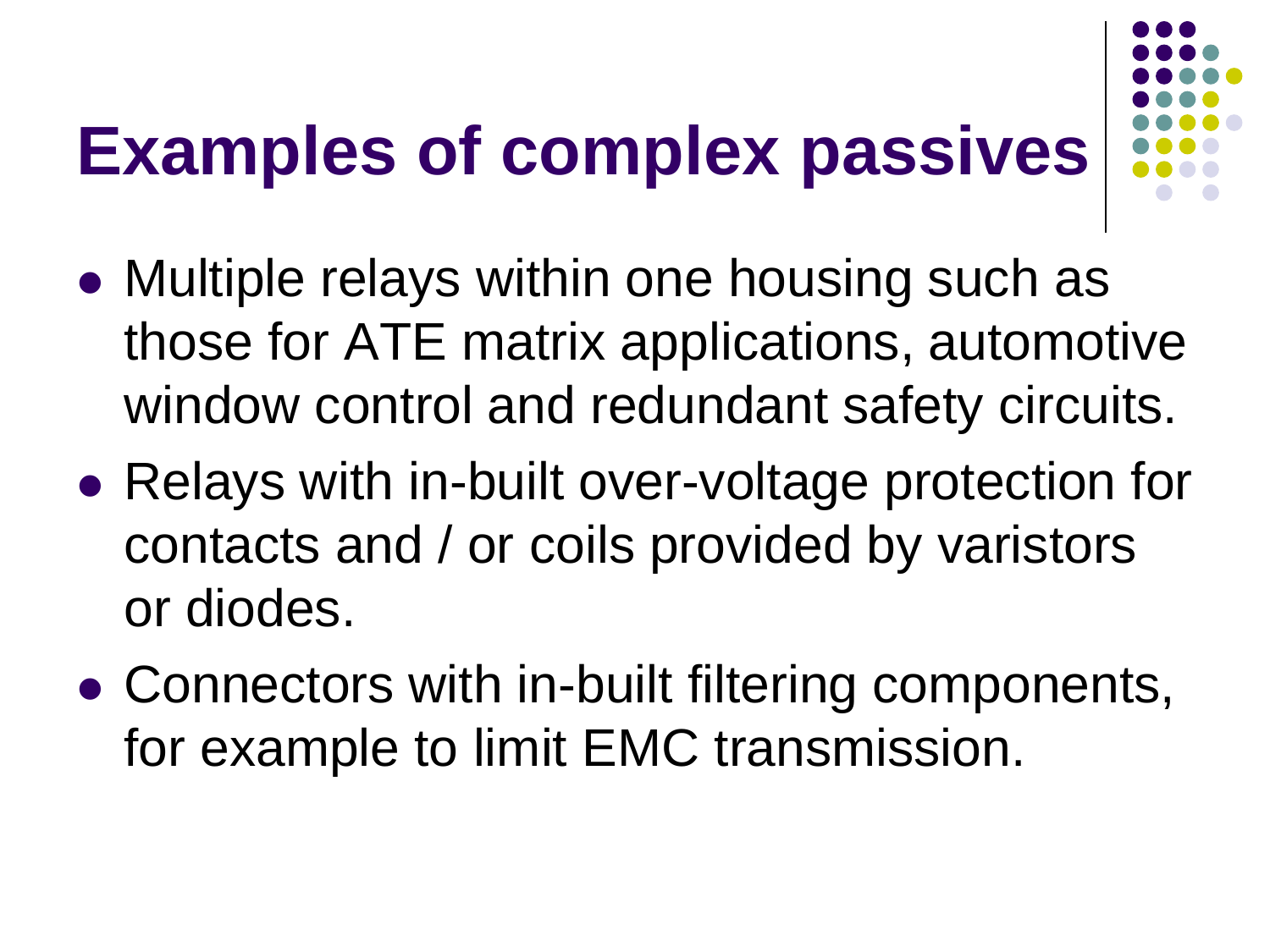# Examples of complex passives

- Multiple relays within one housing such as those for ATE matrix applications, automotive window control and redundant safety circuits.
- Relays with in-built over-voltage protection for contacts and / or coils provided by varistors or diodes.
- Connectors with in-built filtering components, for example to limit EMC transmission.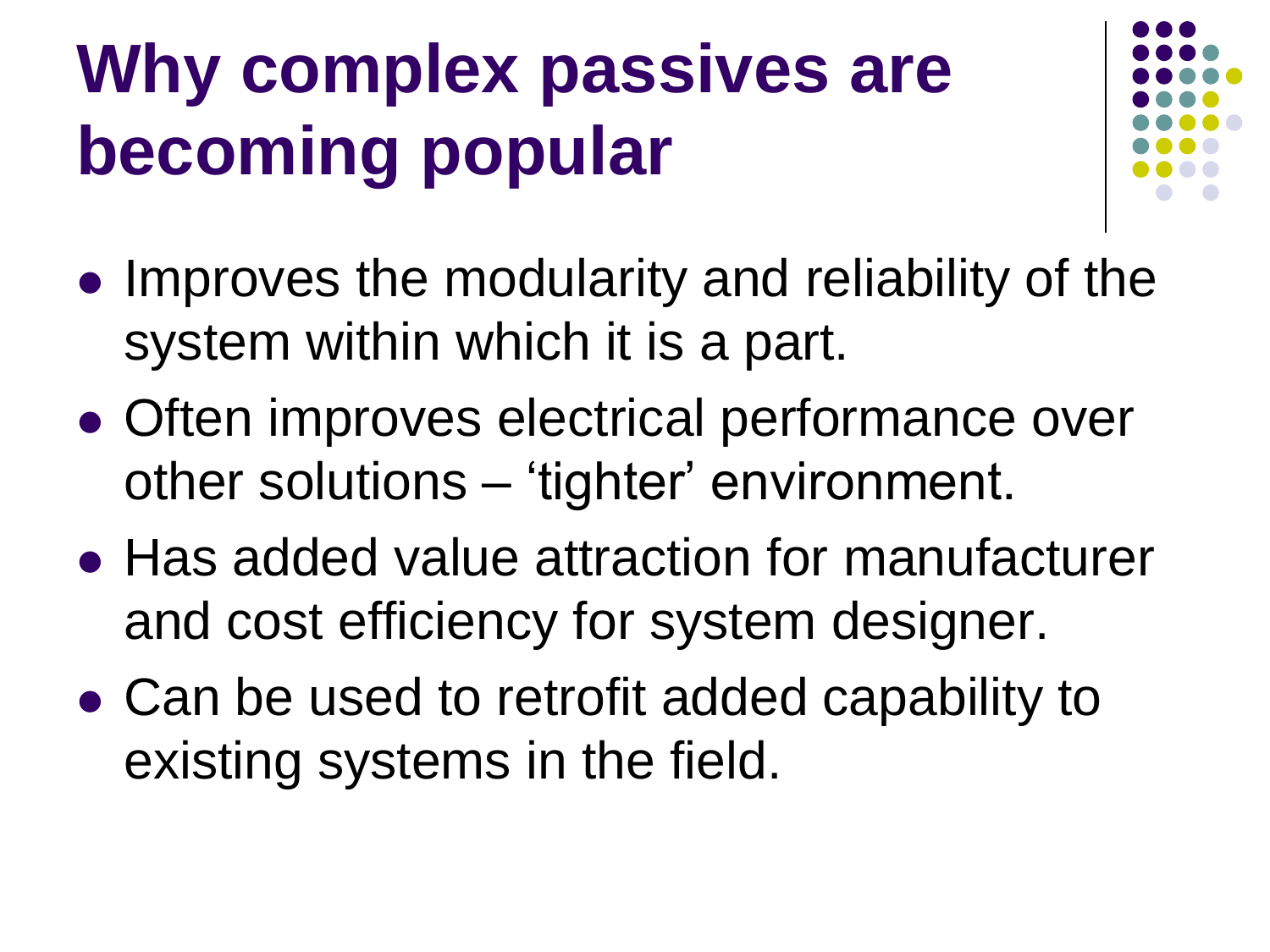# Why complex passives are becoming popular

- Improves the modularity and reliability of the system within which it is a part.
- Often improves electrical performance over other solutions – 'tighter' environment.
- Has added value attraction for manufacturer and cost efficiency for system designer.
- Can be used to retrofit added capability to existing systems in the field.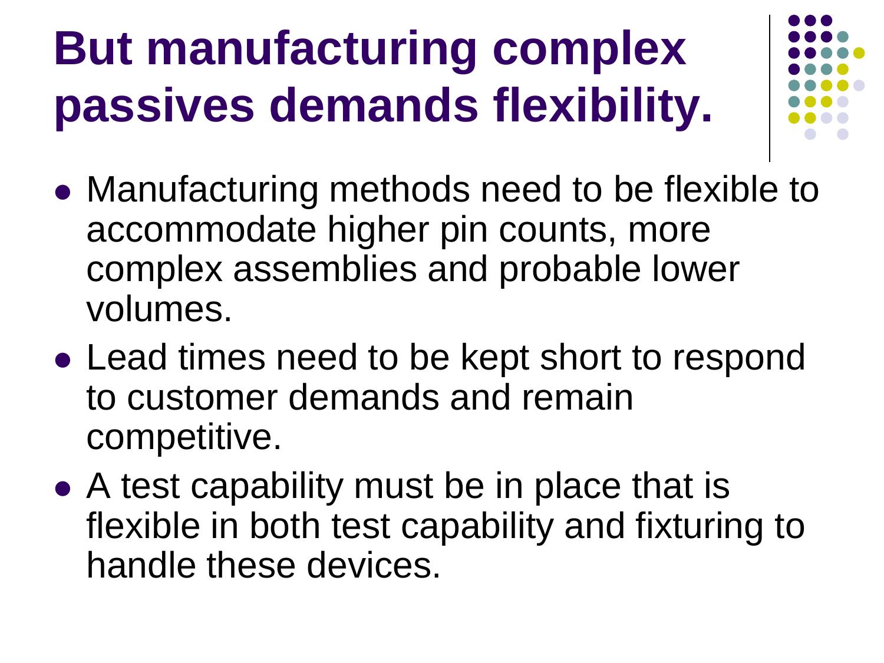# But manufacturing complex passives demands flexibility.

- Manufacturing methods need to be flexible to accommodate higher pin counts, more complex assemblies and probable lower volumes.
- Lead times need to be kept short to respond to customer demands and remain competitive.
- A test capability must be in place that is flexible in both test capability and fixturing to handle these devices.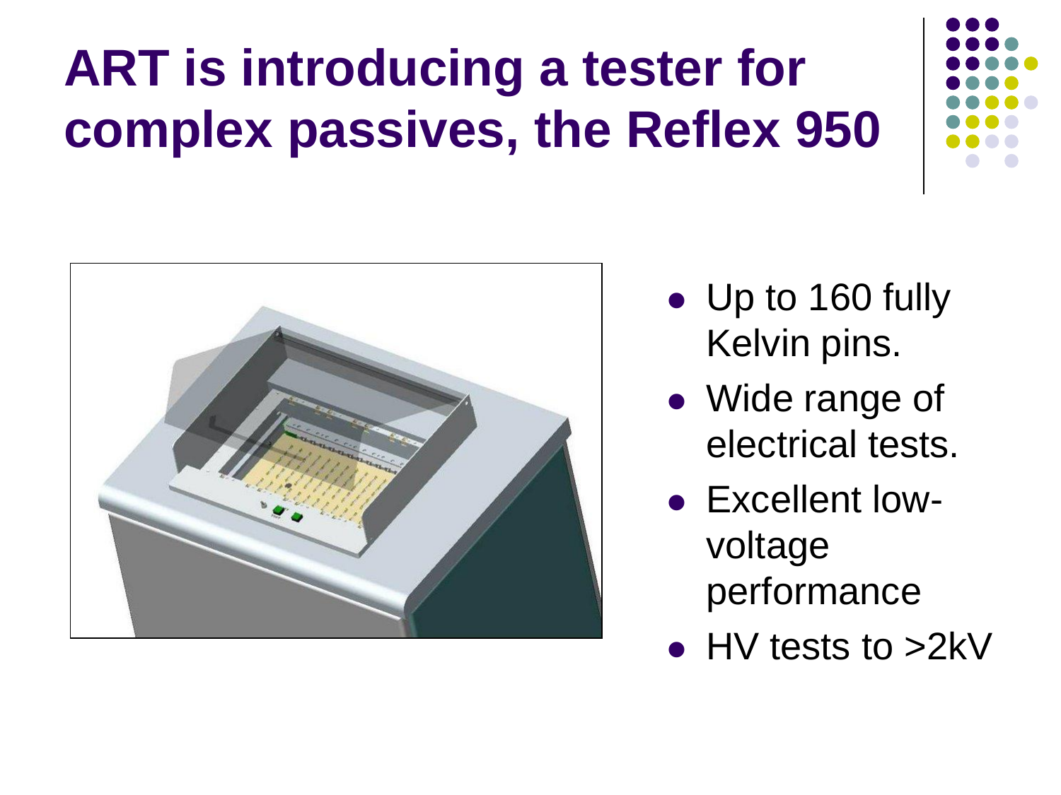# ART is introducing a tester for complex passives, the Reflex 950

- Up to 160 fully Kelvin pins.
- Wide range of electrical tests.
- Excellent low-voltage performance
- HV tests to >2kV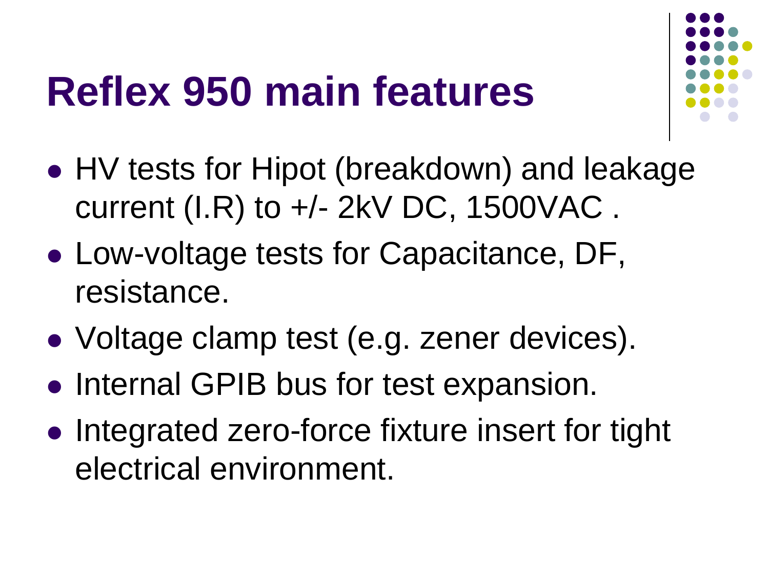# Reflex 950 main features

- HV tests for Hipot (breakdown) and leakage current (I.R) to +/- 2kV DC, 1500VAC .
- Low-voltage tests for Capacitance, DF, resistance.
- Voltage clamp test (e.g. zener devices).
- Internal GPIB bus for test expansion.
- Integrated zero-force fixture insert for tight electrical environment.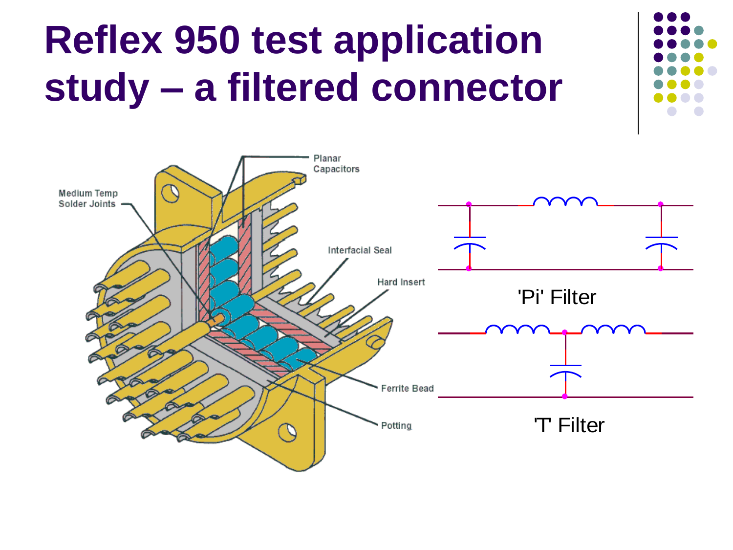# Reflex 950 test application study – a filtered connector

Planar Capacitors

Medium Temp Solder Joints

Interfacial Seal

Hard Insert

Ferrite Bead

Potting

'Pi' Filter

'T' Filter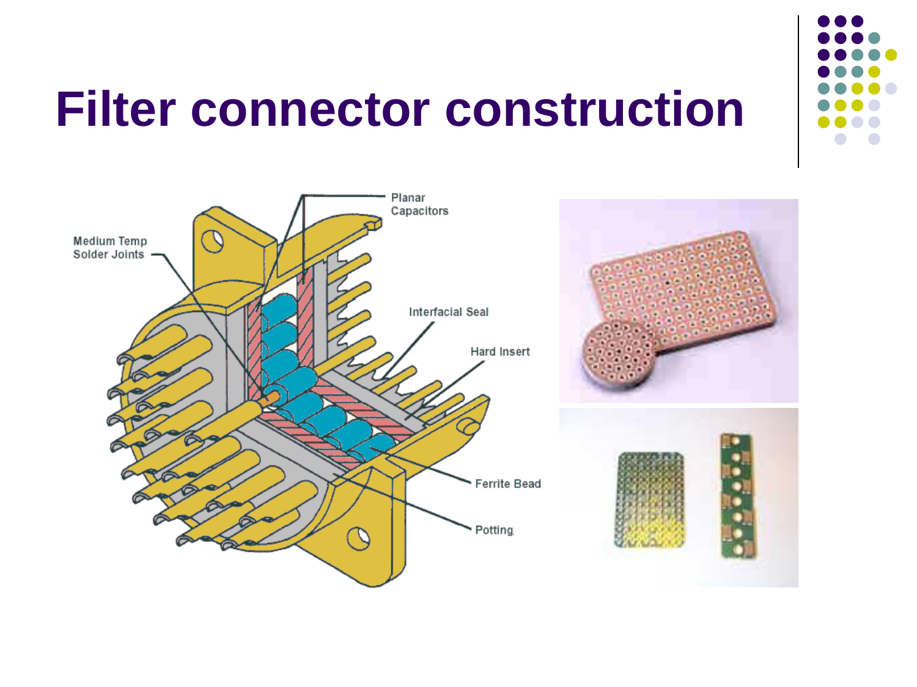# Filter connector construction

Planar Capacitors

Medium Temp Solder Joints

Interfacial Seal

Hard Insert

Ferrite Bead

Potting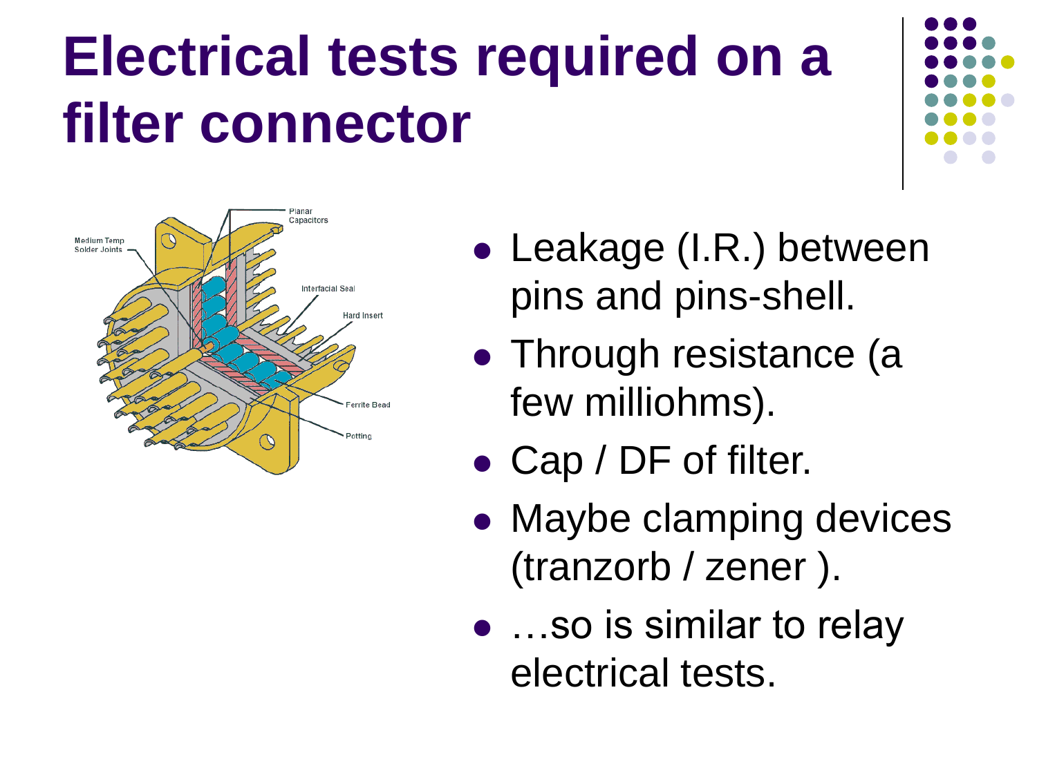# Electrical tests required on a filter connector

- Leakage (I.R.) between pins and pins-shell.
- Through resistance (a few milliohms).
- Cap / DF of filter.
- Maybe clamping devices (tranzorb / zener ).
- …so is similar to relay electrical tests.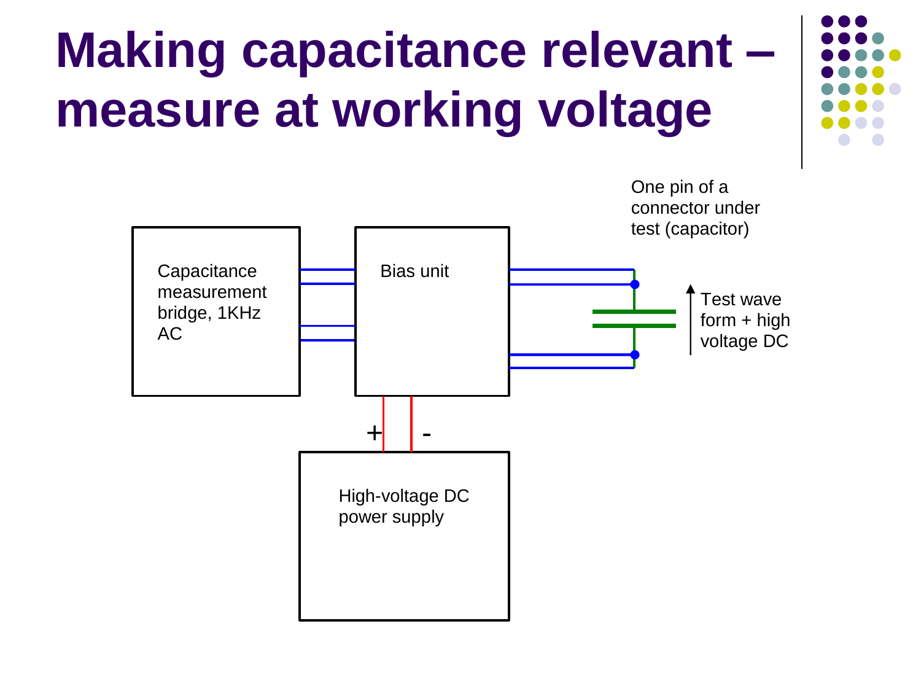# Making capacitance relevant – measure at working voltage

Capacitance measurement bridge, 1KHz AC

Bias unit

High-voltage DC power supply

+

-

One pin of a connector under test (capacitor)

Test wave form + high voltage DC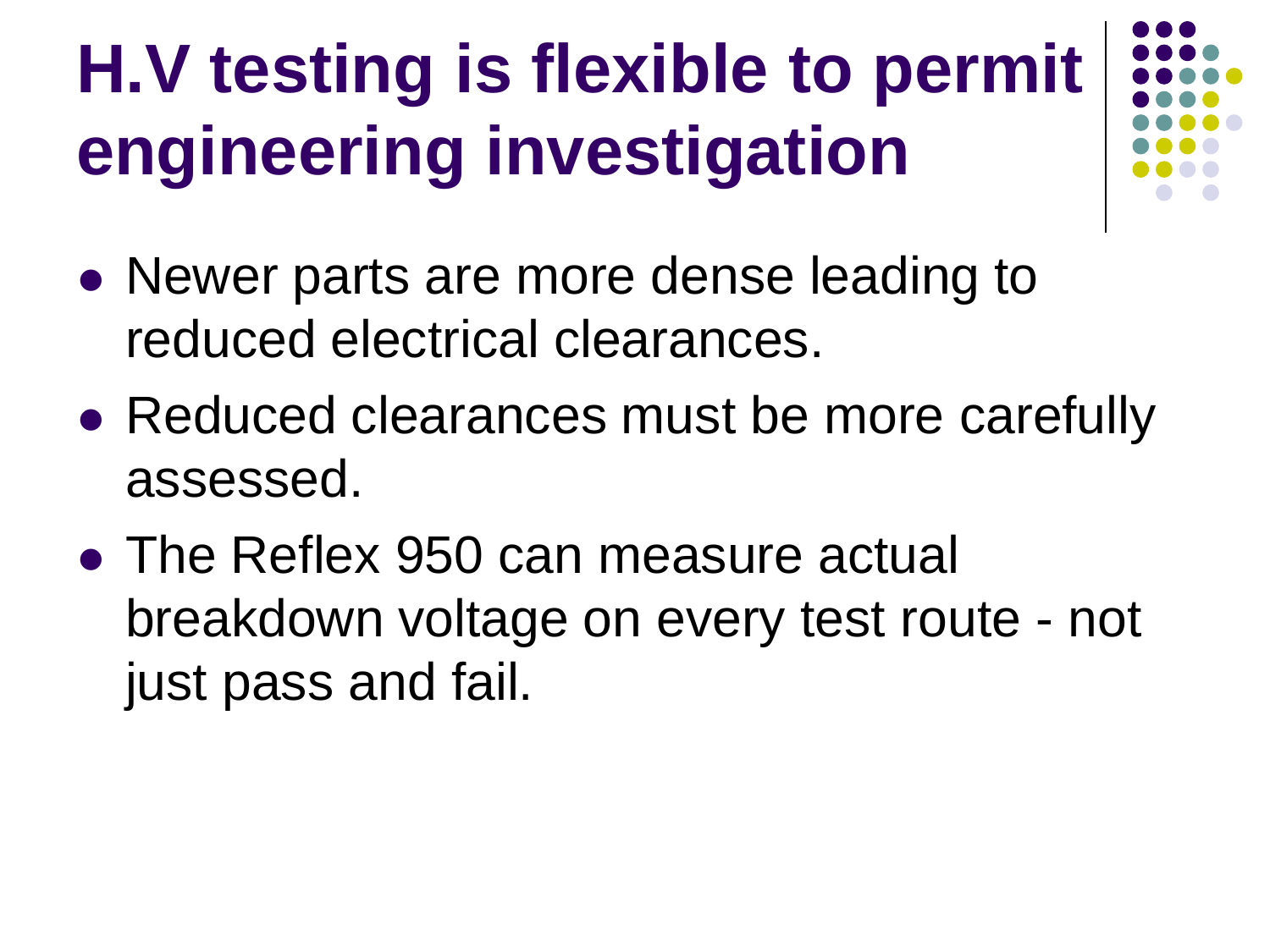# H.V testing is flexible to permit engineering investigation

- Newer parts are more dense leading to reduced electrical clearances.
- Reduced clearances must be more carefully assessed.
- The Reflex 950 can measure actual breakdown voltage on every test route - not just pass and fail.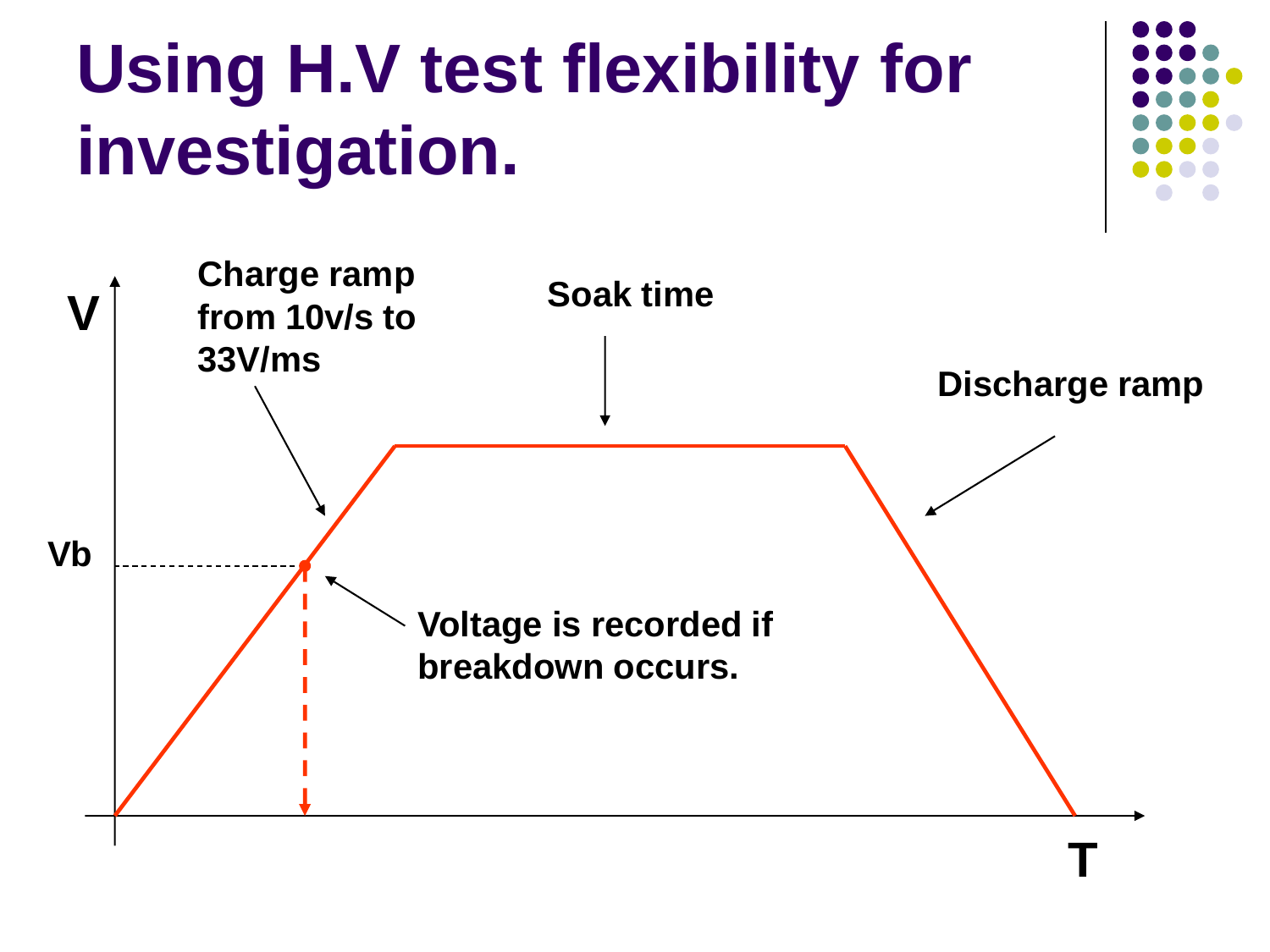# Using H.V test flexibility for investigation.

V

Charge ramp from 10v/s to 33V/ms

Soak time

Discharge ramp

Vb

Voltage is recorded if breakdown occurs.

T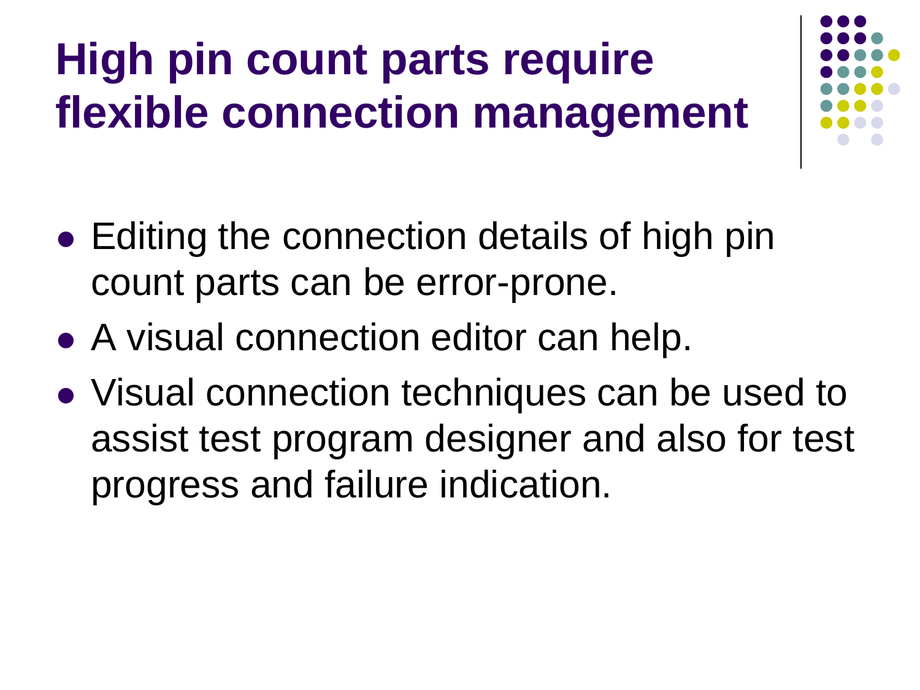# High pin count parts require flexible connection management

- Editing the connection details of high pin count parts can be error-prone.
- A visual connection editor can help.
- Visual connection techniques can be used to assist test program designer and also for test progress and failure indication.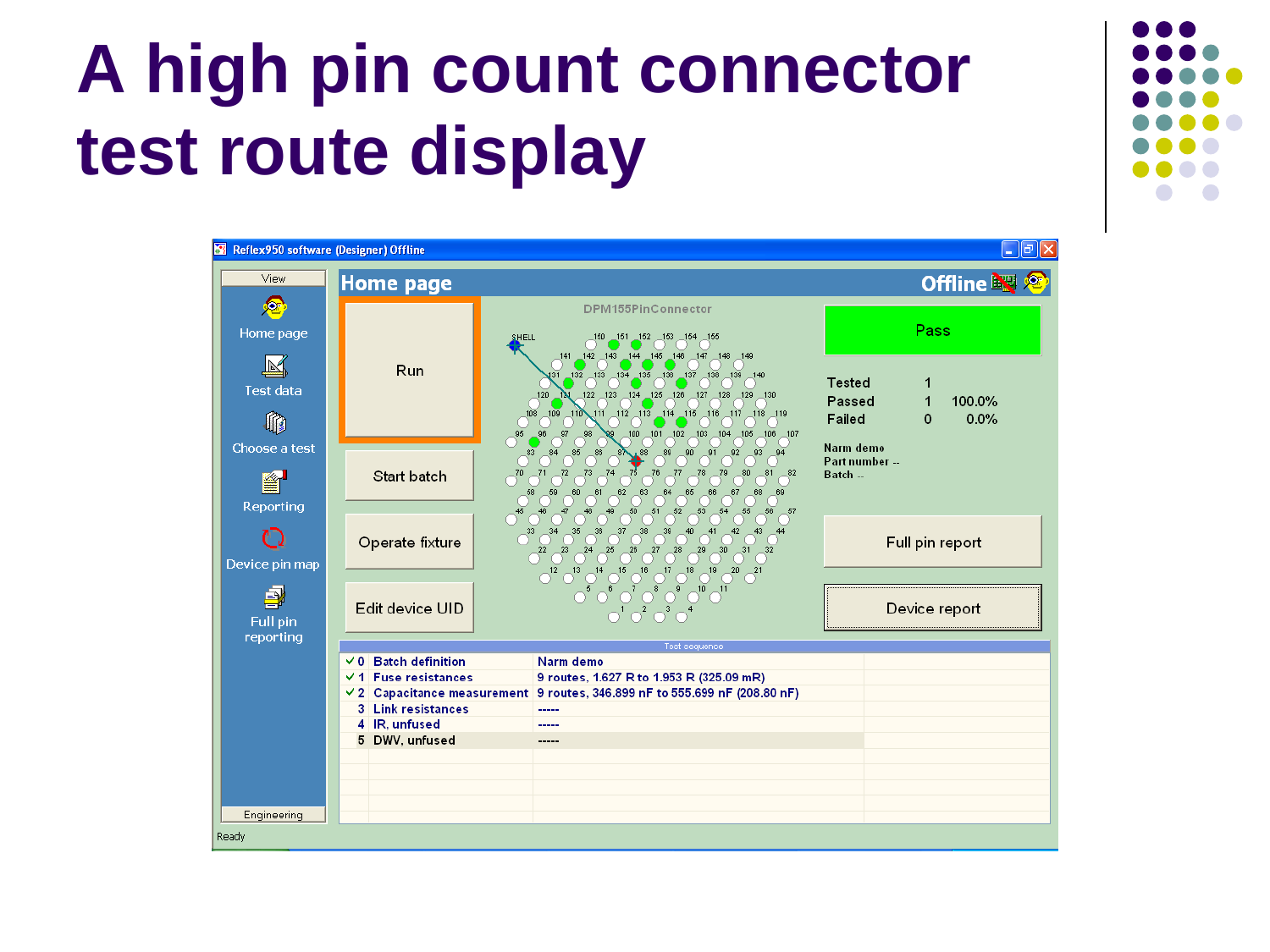# A high pin count connector test route display

Reflex950 software (Designer) Offline

View

- Home page
- Test data
- Choose a test
- Reporting
- Device pin map
- Full pin reporting

Engineering

## Home page

Offline

Run

Start batch

Operate fixture

Edit device UID

DPM155PinConnector

Pass

| | | |
|---|---|---|
| Tested | 1 | |
| Passed | 1 | 100.0% |
| Failed | 0 | 0.0% |

Narm demo
Part number --
Batch --

Full pin report

Device report

Test sequence

| | | |
|---|---|---|
| ✓ 0 | Batch definition | Narm demo |
| ✓ 1 | Fuse resistances | 9 routes, 1.627 R to 1.953 R (325.09 mR) |
| ✓ 2 | Capacitance measurement | 9 routes, 346.899 nF to 555.699 nF (208.80 nF) |
| 3 | Link resistances | ----- |
| 4 | IR, unfused | ----- |
| 5 | DWV, unfused | ----- |

Ready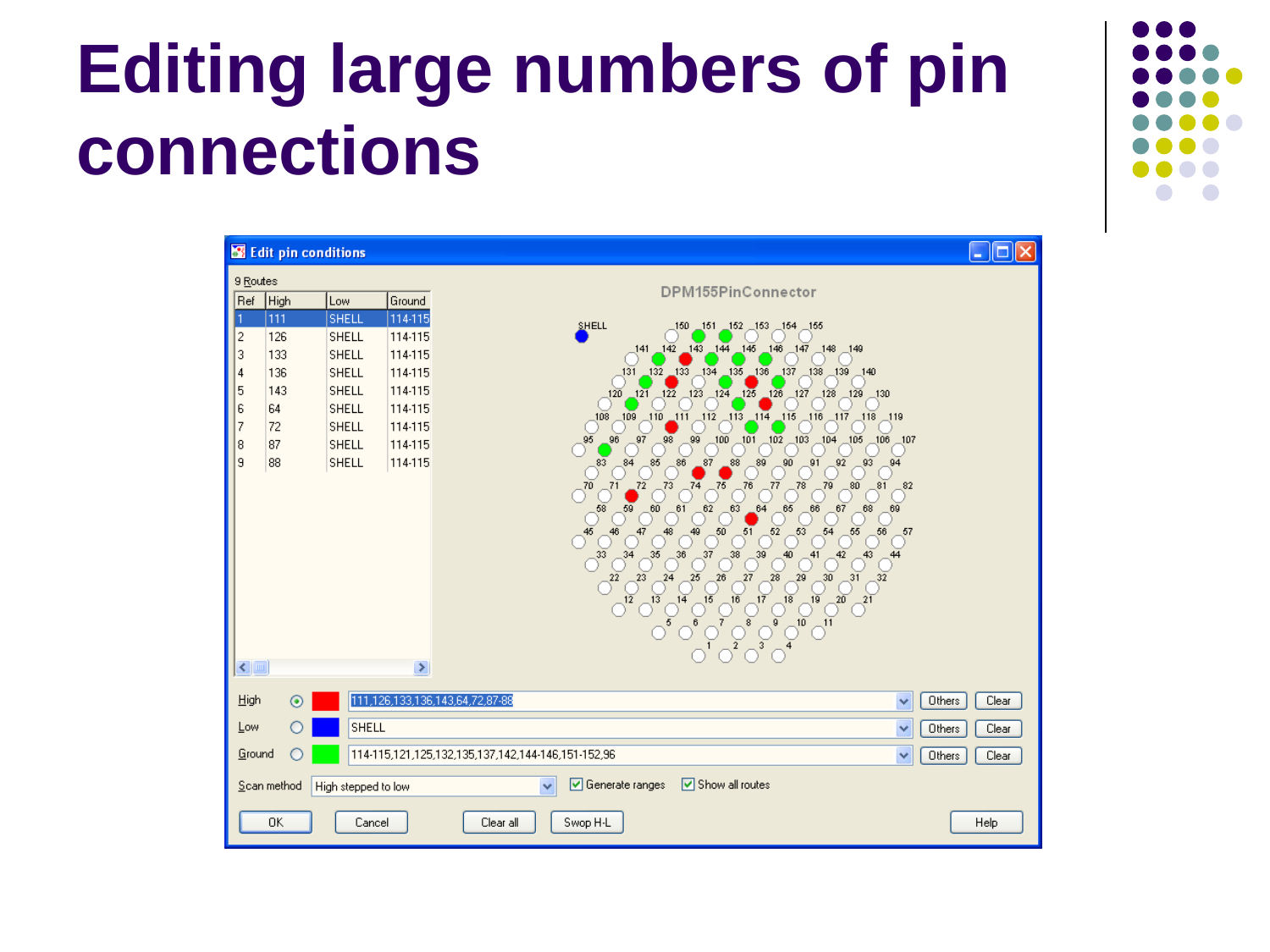# Editing large numbers of pin connections

**Edit pin conditions**

9 Routes

| Ref | High | Low | Ground |
|---|---|---|---|
| 1 | 111 | SHELL | 114-115 |
| 2 | 126 | SHELL | 114-115 |
| 3 | 133 | SHELL | 114-115 |
| 4 | 136 | SHELL | 114-115 |
| 5 | 143 | SHELL | 114-115 |
| 6 | 64 | SHELL | 114-115 |
| 7 | 72 | SHELL | 114-115 |
| 8 | 87 | SHELL | 114-115 |
| 9 | 88 | SHELL | 114-115 |

DPM155PinConnector

- High: 111,126,133,136,143,64,72,87-88 — Others — Clear
- Low: SHELL — Others — Clear
- Ground: 114-115,121,125,132,135,137,142,144-146,151-152,96 — Others — Clear

Scan method: High stepped to low — Generate ranges — Show all routes

OK — Cancel — Clear all — Swop H-L — Help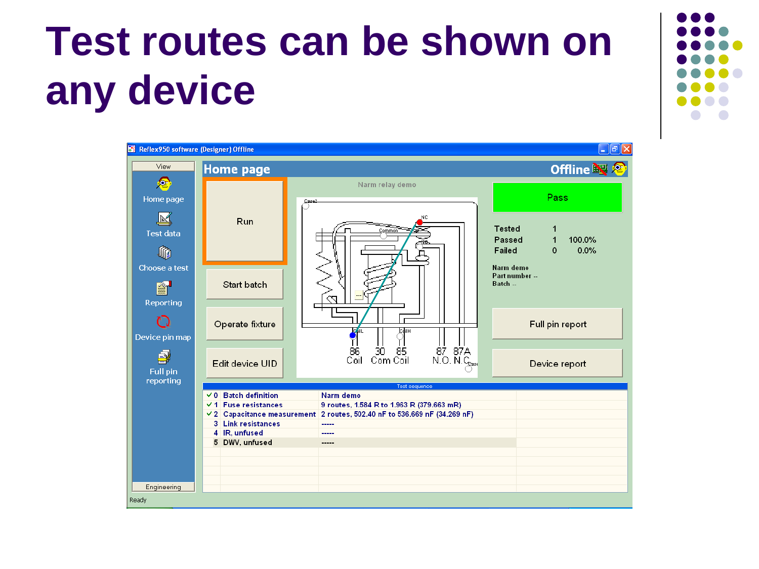# Test routes can be shown on any device

Reflex950 software (Designer) Offline

View

- Home page
- Test data
- Choose a test
- Reporting
- Device pin map
- Full pin reporting

Engineering

## Home page

Offline

Run

Start batch

Operate fixture

Edit device UID

Narm relay demo

Pass

| Tested | 1 | |
|---|---|---|
| Passed | 1 | 100.0% |
| Failed | 0 | 0.0% |

Narm demo
Part number --
Batch --

Full pin report

Device report

Test sequence

| | | |
|---|---|---|
| ✓ 0 | Batch definition | Narm demo |
| ✓ 1 | Fuse resistances | 9 routes, 1.584 R to 1.963 R (379.663 mR) |
| ✓ 2 | Capacitance measurement | 2 routes, 502.40 nF to 536.669 nF (34.269 nF) |
| 3 | Link resistances | ----- |
| 4 | IR, unfused | ----- |
| 5 | DWV, unfused | ----- |

Ready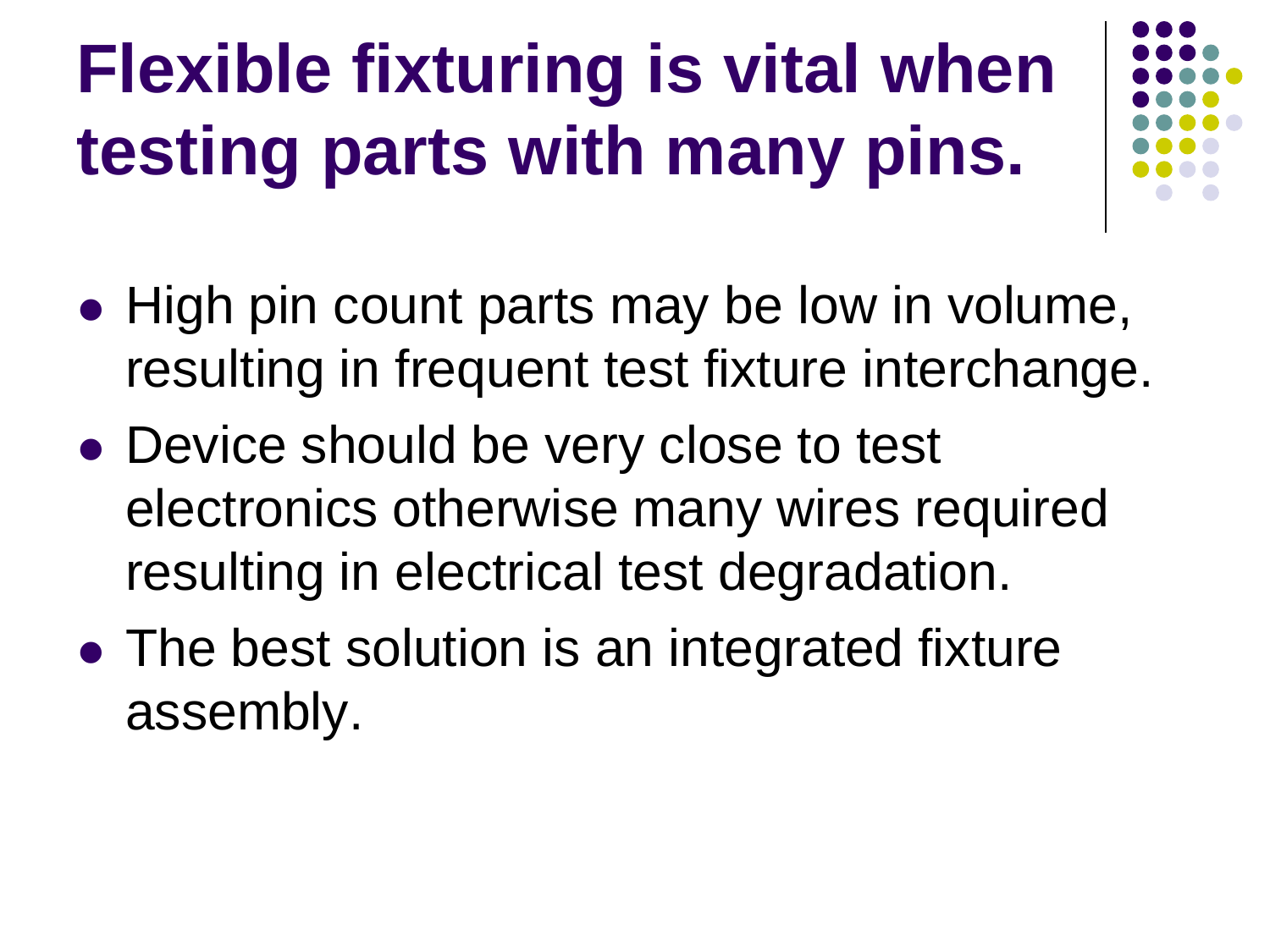# Flexible fixturing is vital when testing parts with many pins.

- High pin count parts may be low in volume, resulting in frequent test fixture interchange.
- Device should be very close to test electronics otherwise many wires required resulting in electrical test degradation.
- The best solution is an integrated fixture assembly.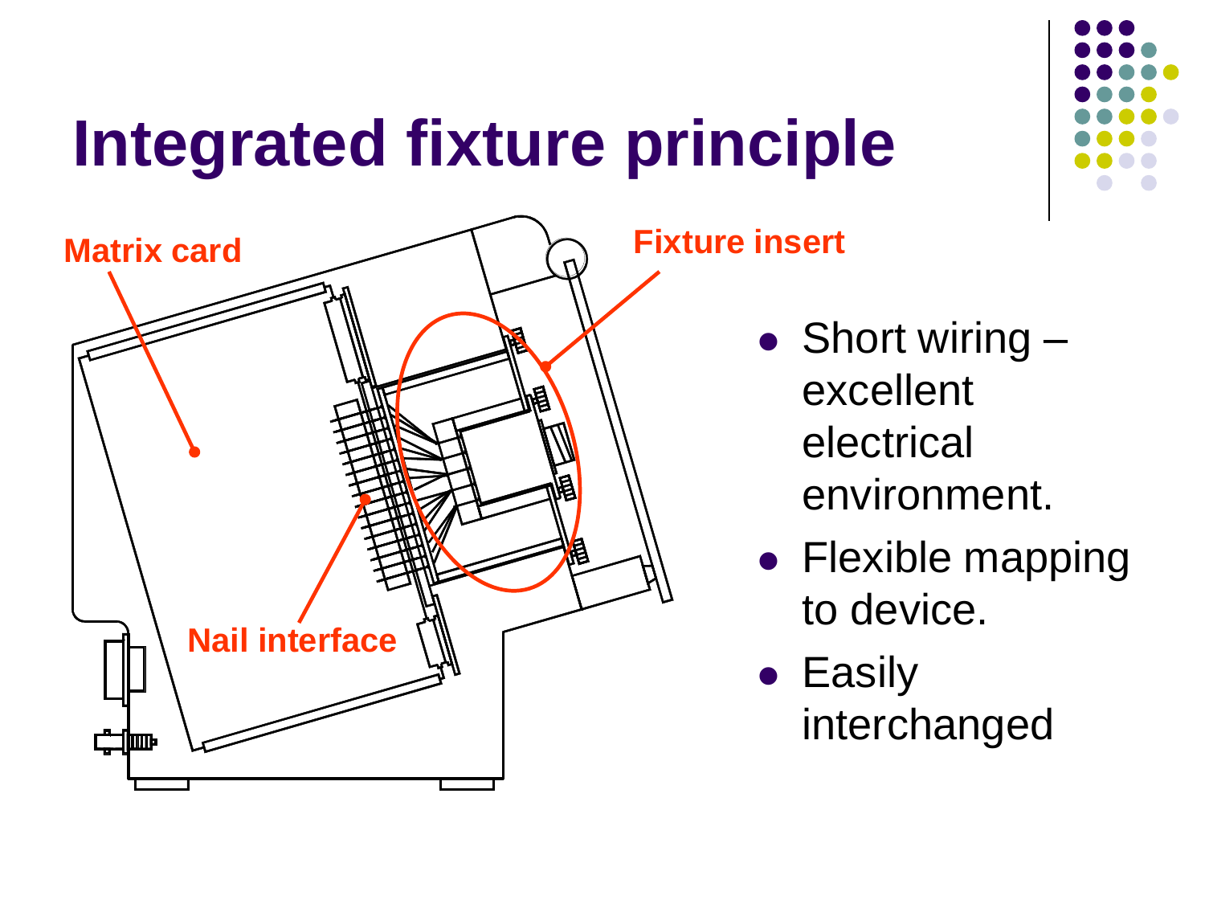# Integrated fixture principle

Matrix card

Fixture insert

Nail interface

- Short wiring – excellent electrical environment.
- Flexible mapping to device.
- Easily interchanged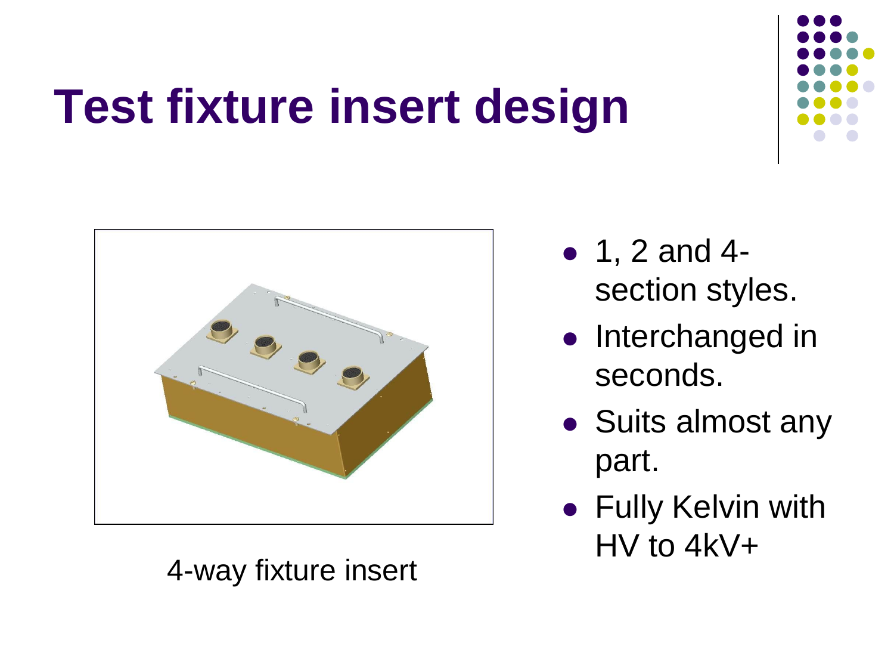# Test fixture insert design

4-way fixture insert

- 1, 2 and 4-section styles.
- Interchanged in seconds.
- Suits almost any part.
- Fully Kelvin with HV to 4kV+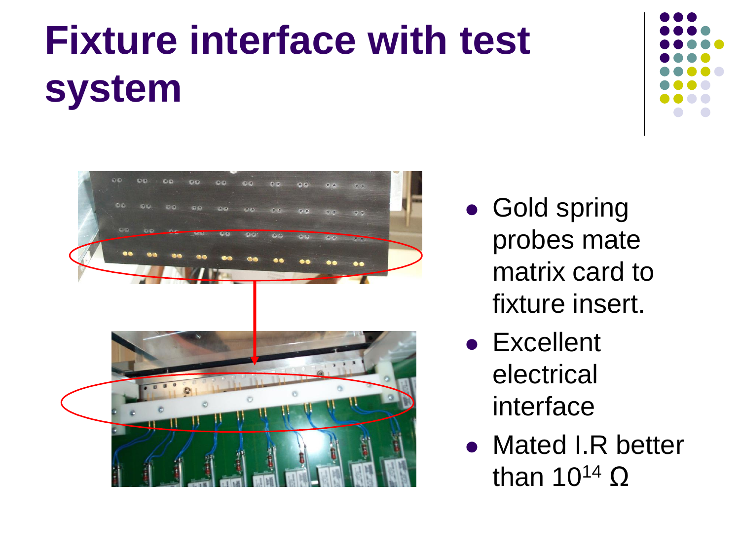# Fixture interface with test system

- Gold spring probes mate matrix card to fixture insert.
- Excellent electrical interface
- Mated I.R better than $10^{14}$ Ω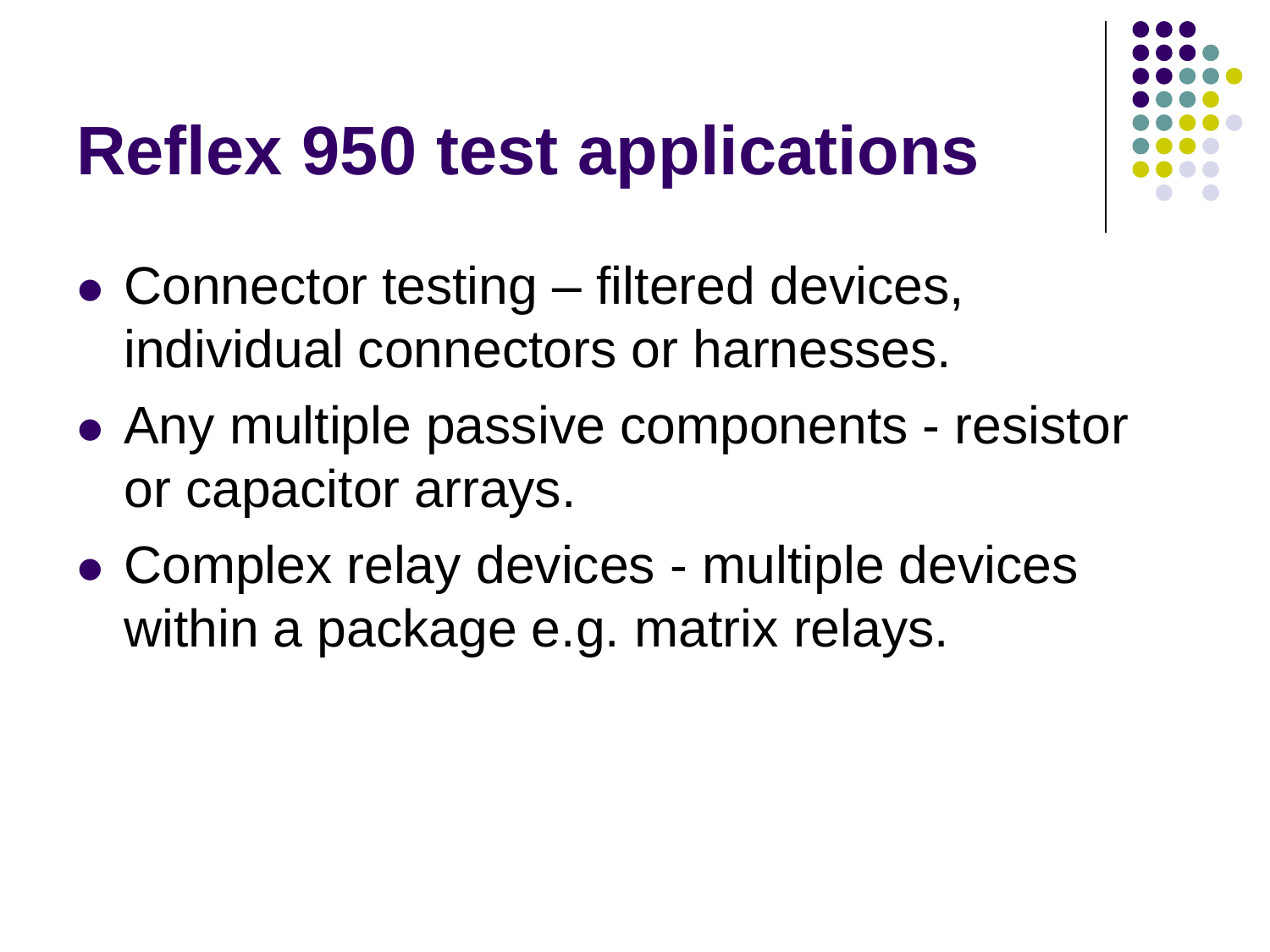# Reflex 950 test applications

- Connector testing – filtered devices, individual connectors or harnesses.
- Any multiple passive components - resistor or capacitor arrays.
- Complex relay devices - multiple devices within a package e.g. matrix relays.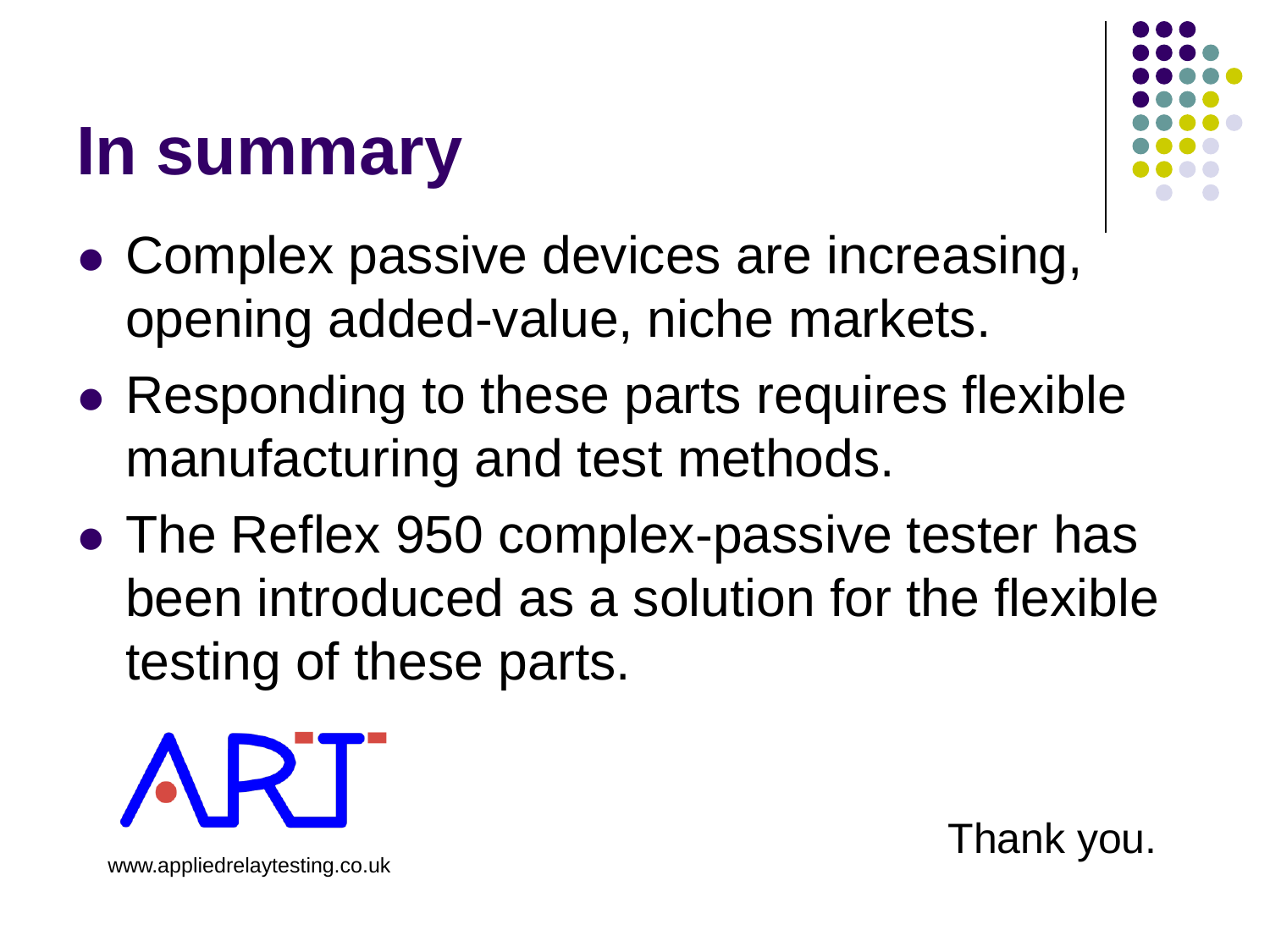# In summary

- Complex passive devices are increasing, opening added-value, niche markets.
- Responding to these parts requires flexible manufacturing and test methods.
- The Reflex 950 complex-passive tester has been introduced as a solution for the flexible testing of these parts.

ART

www.appliedrelaytesting.co.uk

Thank you.